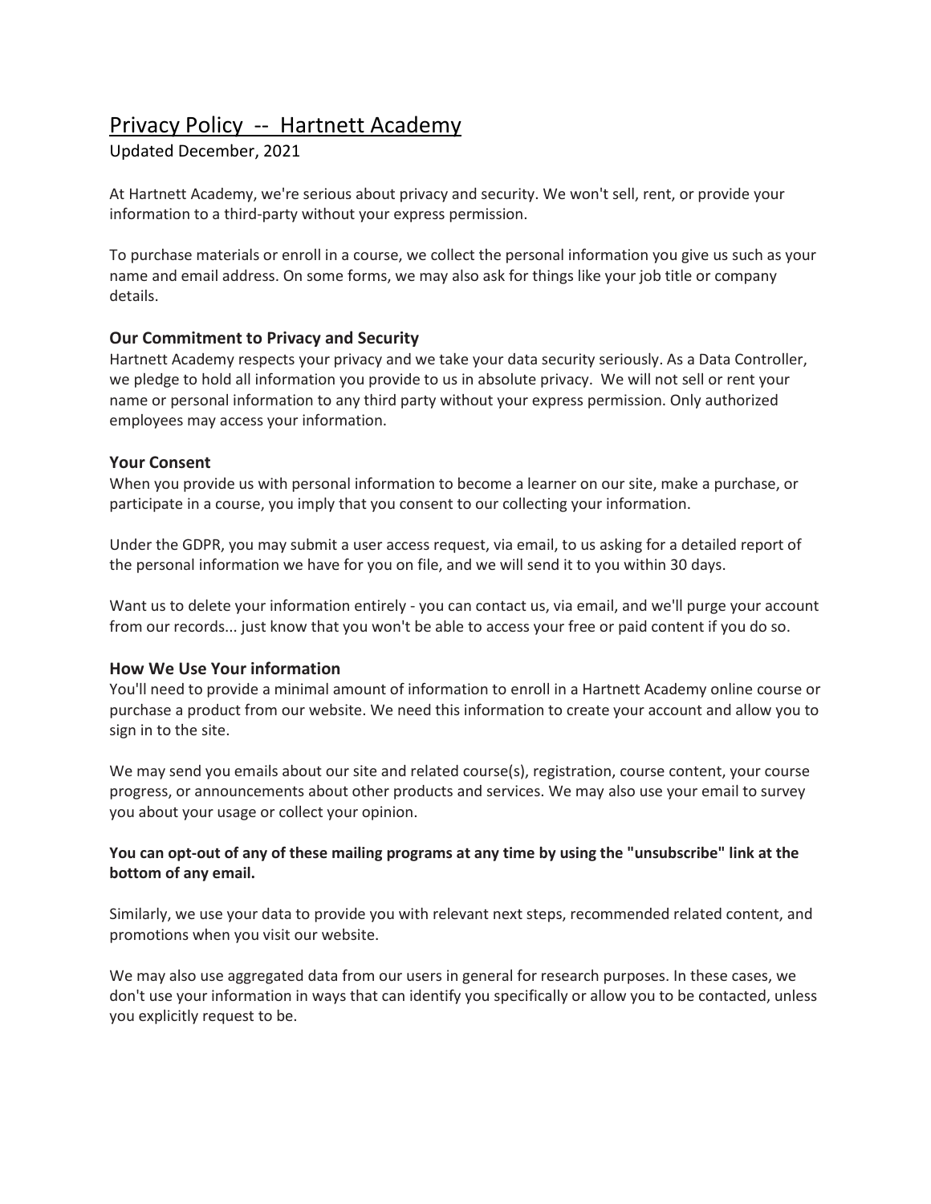# Privacy Policy -- Hartnett Academy

Updated December, 2021

At Hartnett Academy, we're serious about privacy and security. We won't sell, rent, or provide your information to a third-party without your express permission.

To purchase materials or enroll in a course, we collect the personal information you give us such as your name and email address. On some forms, we may also ask for things like your job title or company details.

### Our Commitment to Privacy and Security

Hartnett Academy respects your privacy and we take your data security seriously. As a Data Controller, we pledge to hold all information you provide to us in absolute privacy. We will not sell or rent your name or personal information to any third party without your express permission. Only authorized employees may access your information.

### Your Consent

When you provide us with personal information to become a learner on our site, make a purchase, or participate in a course, you imply that you consent to our collecting your information.

Under the GDPR, you may submit a user access request, via email, to us asking for a detailed report of the personal information we have for you on file, and we will send it to you within 30 days.

Want us to delete your information entirely - you can contact us, via email, and we'll purge your account from our records... just know that you won't be able to access your free or paid content if you do so.

### How We Use Your information

You'll need to provide a minimal amount of information to enroll in a Hartnett Academy online course or purchase a product from our website. We need this information to create your account and allow you to sign in to the site.

We may send you emails about our site and related course(s), registration, course content, your course progress, or announcements about other products and services. We may also use your email to survey you about your usage or collect your opinion.

**You can opt-out of any of these mailing programs at any time by using the "unsubscribe" link at the bottom of any email.**

Similarly, we use your data to provide you with relevant next steps, recommended related content, and promotions when you visit our website.

We may also use aggregated data from our users in general for research purposes. In these cases, we don't use your information in ways that can identify you specifically or allow you to be contacted, unless you explicitly request to be.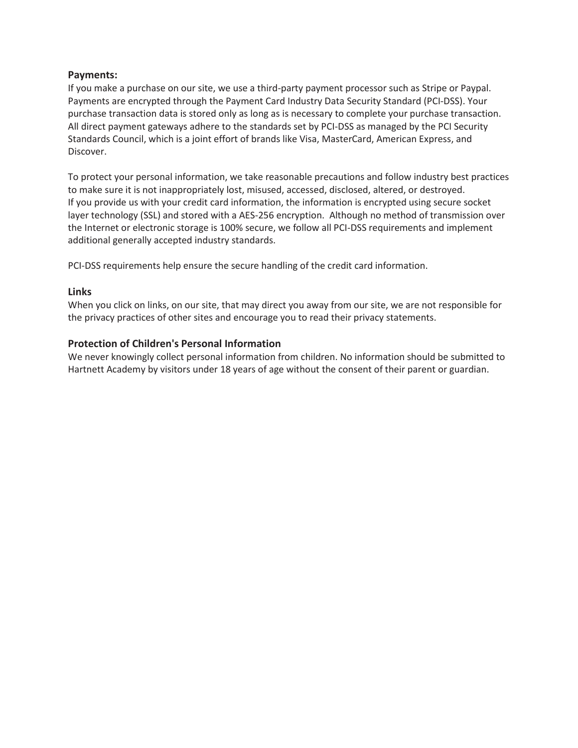**Payments:**

If you make a purchase on our site, we use a third-party payment processor such as Stripe or Paypal. Payments are encrypted through the Payment Card Industry Data Security Standard (PCI-DSS). Your purchase transaction data is stored only as long as is necessary to complete your purchase transaction. All direct payment gateways adhere to the standards set by PCI-DSS as managed by the PCI Security Standards Council, which is a joint effort of brands like Visa, MasterCard, American Express, and Discover.

To protect your personal information, we take reasonable precautions and follow industry best practices to make sure it is not inappropriately lost, misused, accessed, disclosed, altered, or destroyed. If you provide us with your credit card information, the information is encrypted using secure socket layer technology (SSL) and stored with a AES-256 encryption. Although no method of transmission over the Internet or electronic storage is 100% secure, we follow all PCI-DSS requirements and implement additional generally accepted industry standards.

PCI-DSS requirements help ensure the secure handling of the credit card information.

### Links

When you click on links, on our site, that may direct you away from our site, we are not responsible for the privacy practices of other sites and encourage you to read their privacy statements.

### Protection of Children's Personal Information

We never knowingly collect personal information from children. No information should be submitted to Hartnett Academy by visitors under 18 years of age without the consent of their parent or guardian.